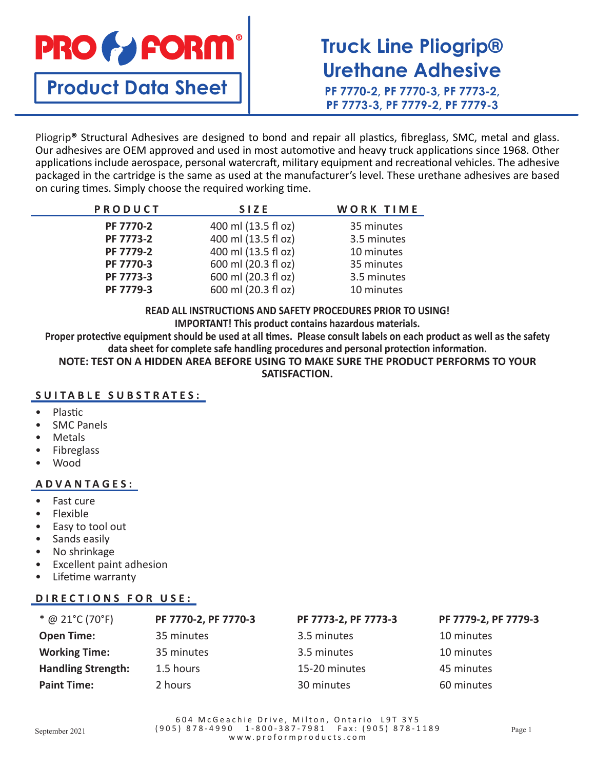# PRO FORM®

## Product Data Sheet

# Truck Line Pliogrip® Urethane Adhesive

**PF 7770-2, PF 7770-3, PF 7773-2, PF 7773-3, PF 7779-2, PF 7779-3**

Pliogrip® Structural Adhesives are designed to bond and repair all plastics, fibreglass, SMC, metal and glass. Our adhesives are OEM approved and used in most automotive and heavy truck applications since 1968. Other applications include aerospace, personal watercraft, military equipment and recreational vehicles. The adhesive packaged in the cartridge is the same as used at the manufacturer's level. These urethane adhesives are based on curing times. Simply choose the required working time.

| PRODUCT | SIZE | WORK TIME |
|---|---|---|
| **PF 7770-2** | 400 ml (13.5 fl oz) | 35 minutes |
| **PF 7773-2** | 400 ml (13.5 fl oz) | 3.5 minutes |
| **PF 7779-2** | 400 ml (13.5 fl oz) | 10 minutes |
| **PF 7770-3** | 600 ml (20.3 fl oz) | 35 minutes |
| **PF 7773-3** | 600 ml (20.3 fl oz) | 3.5 minutes |
| **PF 7779-3** | 600 ml (20.3 fl oz) | 10 minutes |

**READ ALL INSTRUCTIONS AND SAFETY PROCEDURES PRIOR TO USING!**
**IMPORTANT! This product contains hazardous materials.**
**Proper protective equipment should be used at all times. Please consult labels on each product as well as the safety data sheet for complete safe handling procedures and personal protection information.**
**NOTE: TEST ON A HIDDEN AREA BEFORE USING TO MAKE SURE THE PRODUCT PERFORMS TO YOUR SATISFACTION.**

## SUITABLE SUBSTRATES:

- Plastic
- SMC Panels
- Metals
- Fibreglass
- Wood

## ADVANTAGES:

- Fast cure
- Flexible
- Easy to tool out
- Sands easily
- No shrinkage
- Excellent paint adhesion
- Lifetime warranty

## DIRECTIONS FOR USE:

| * @ 21°C (70°F) | PF 7770-2, PF 7770-3 | PF 7773-2, PF 7773-3 | PF 7779-2, PF 7779-3 |
|---|---|---|---|
| **Open Time:** | 35 minutes | 3.5 minutes | 10 minutes |
| **Working Time:** | 35 minutes | 3.5 minutes | 10 minutes |
| **Handling Strength:** | 1.5 hours | 15-20 minutes | 45 minutes |
| **Paint Time:** | 2 hours | 30 minutes | 60 minutes |

September 2021

604 McGeachie Drive, Milton, Ontario L9T 3Y5
(905) 878-4990 1-800-387-7981 Fax: (905) 878-1189
www.proformproducts.com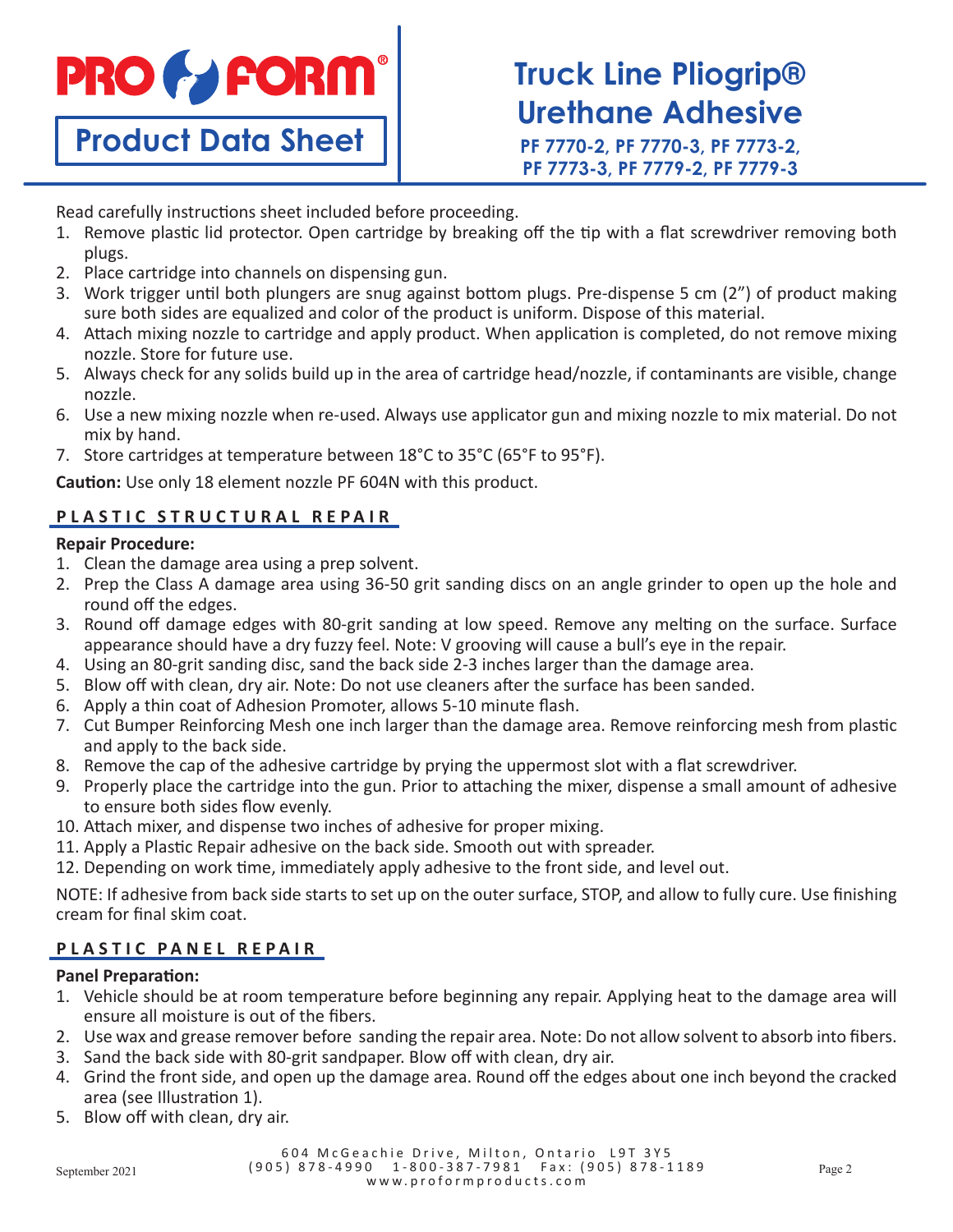# Truck Line Pliogrip® Urethane Adhesive

**PF 7770-2, PF 7770-3, PF 7773-2, PF 7773-3, PF 7779-2, PF 7779-3**

Read carefully instructions sheet included before proceeding.

1. Remove plastic lid protector. Open cartridge by breaking off the tip with a flat screwdriver removing both plugs.
2. Place cartridge into channels on dispensing gun.
3. Work trigger until both plungers are snug against bottom plugs. Pre-dispense 5 cm (2") of product making sure both sides are equalized and color of the product is uniform. Dispose of this material.
4. Attach mixing nozzle to cartridge and apply product. When application is completed, do not remove mixing nozzle. Store for future use.
5. Always check for any solids build up in the area of cartridge head/nozzle, if contaminants are visible, change nozzle.
6. Use a new mixing nozzle when re-used. Always use applicator gun and mixing nozzle to mix material. Do not mix by hand.
7. Store cartridges at temperature between 18°C to 35°C (65°F to 95°F).

**Caution:** Use only 18 element nozzle PF 604N with this product.

## PLASTIC STRUCTURAL REPAIR

**Repair Procedure:**

1. Clean the damage area using a prep solvent.
2. Prep the Class A damage area using 36-50 grit sanding discs on an angle grinder to open up the hole and round off the edges.
3. Round off damage edges with 80-grit sanding at low speed. Remove any melting on the surface. Surface appearance should have a dry fuzzy feel. Note: V grooving will cause a bull's eye in the repair.
4. Using an 80-grit sanding disc, sand the back side 2-3 inches larger than the damage area.
5. Blow off with clean, dry air. Note: Do not use cleaners after the surface has been sanded.
6. Apply a thin coat of Adhesion Promoter, allows 5-10 minute flash.
7. Cut Bumper Reinforcing Mesh one inch larger than the damage area. Remove reinforcing mesh from plastic and apply to the back side.
8. Remove the cap of the adhesive cartridge by prying the uppermost slot with a flat screwdriver.
9. Properly place the cartridge into the gun. Prior to attaching the mixer, dispense a small amount of adhesive to ensure both sides flow evenly.
10. Attach mixer, and dispense two inches of adhesive for proper mixing.
11. Apply a Plastic Repair adhesive on the back side. Smooth out with spreader.
12. Depending on work time, immediately apply adhesive to the front side, and level out.

NOTE: If adhesive from back side starts to set up on the outer surface, STOP, and allow to fully cure. Use finishing cream for final skim coat.

## PLASTIC PANEL REPAIR

**Panel Preparation:**

1. Vehicle should be at room temperature before beginning any repair. Applying heat to the damage area will ensure all moisture is out of the fibers.
2. Use wax and grease remover before sanding the repair area. Note: Do not allow solvent to absorb into fibers.
3. Sand the back side with 80-grit sandpaper. Blow off with clean, dry air.
4. Grind the front side, and open up the damage area. Round off the edges about one inch beyond the cracked area (see Illustration 1).
5. Blow off with clean, dry air.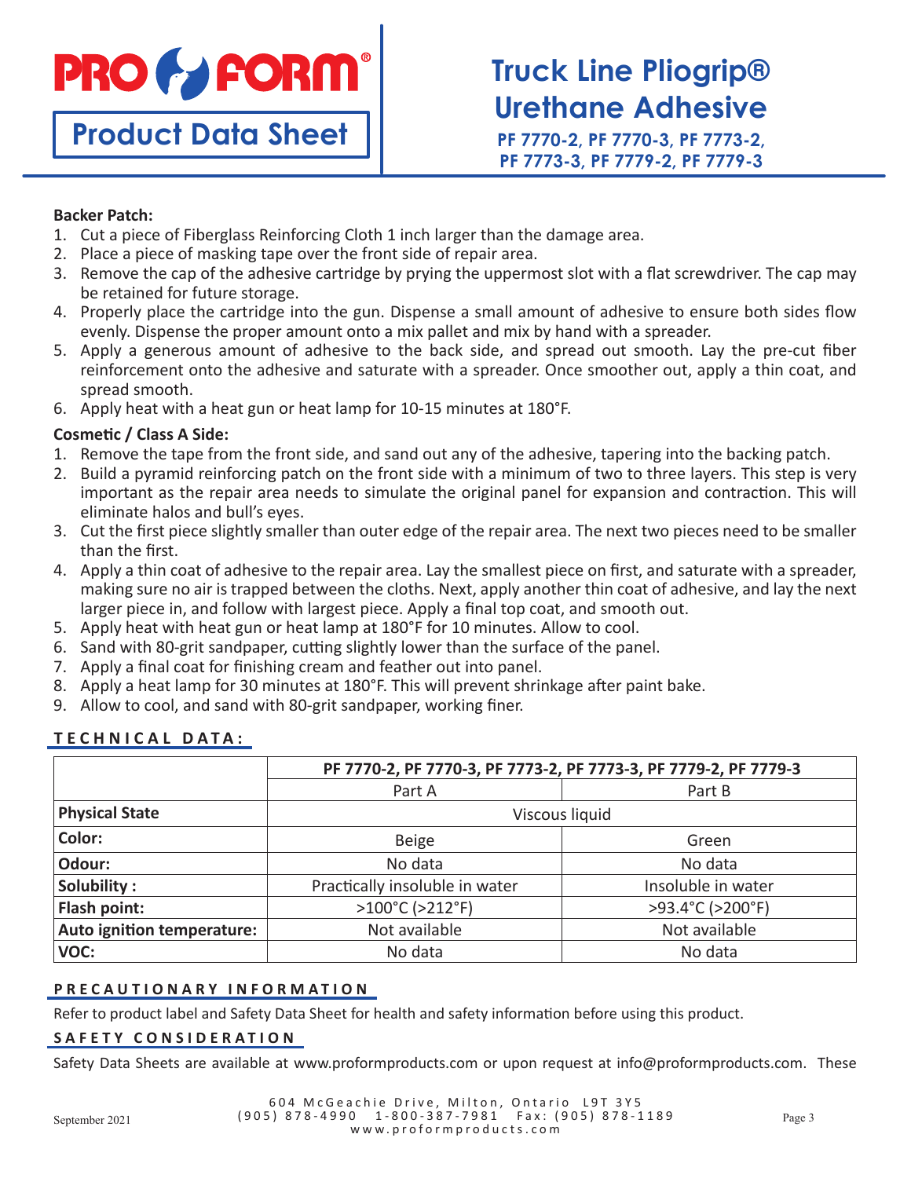# Truck Line Pliogrip® Urethane Adhesive

**PF 7770-2, PF 7770-3, PF 7773-2, PF 7773-3, PF 7779-2, PF 7779-3**

**Backer Patch:**

1. Cut a piece of Fiberglass Reinforcing Cloth 1 inch larger than the damage area.
2. Place a piece of masking tape over the front side of repair area.
3. Remove the cap of the adhesive cartridge by prying the uppermost slot with a flat screwdriver. The cap may be retained for future storage.
4. Properly place the cartridge into the gun. Dispense a small amount of adhesive to ensure both sides flow evenly. Dispense the proper amount onto a mix pallet and mix by hand with a spreader.
5. Apply a generous amount of adhesive to the back side, and spread out smooth. Lay the pre-cut fiber reinforcement onto the adhesive and saturate with a spreader. Once smoother out, apply a thin coat, and spread smooth.
6. Apply heat with a heat gun or heat lamp for 10-15 minutes at 180°F.

**Cosmetic / Class A Side:**

1. Remove the tape from the front side, and sand out any of the adhesive, tapering into the backing patch.
2. Build a pyramid reinforcing patch on the front side with a minimum of two to three layers. This step is very important as the repair area needs to simulate the original panel for expansion and contraction. This will eliminate halos and bull's eyes.
3. Cut the first piece slightly smaller than outer edge of the repair area. The next two pieces need to be smaller than the first.
4. Apply a thin coat of adhesive to the repair area. Lay the smallest piece on first, and saturate with a spreader, making sure no air is trapped between the cloths. Next, apply another thin coat of adhesive, and lay the next larger piece in, and follow with largest piece. Apply a final top coat, and smooth out.
5. Apply heat with heat gun or heat lamp at 180°F for 10 minutes. Allow to cool.
6. Sand with 80-grit sandpaper, cutting slightly lower than the surface of the panel.
7. Apply a final coat for finishing cream and feather out into panel.
8. Apply a heat lamp for 30 minutes at 180°F. This will prevent shrinkage after paint bake.
9. Allow to cool, and sand with 80-grit sandpaper, working finer.

## TECHNICAL DATA:

| | PF 7770-2, PF 7770-3, PF 7773-2, PF 7773-3, PF 7779-2, PF 7779-3 | |
|---|---|---|
| | Part A | Part B |
| **Physical State** | Viscous liquid | |
| **Color:** | Beige | Green |
| **Odour:** | No data | No data |
| **Solubility :** | Practically insoluble in water | Insoluble in water |
| **Flash point:** | >100°C (>212°F) | >93.4°C (>200°F) |
| **Auto ignition temperature:** | Not available | Not available |
| **VOC:** | No data | No data |

## PRECAUTIONARY INFORMATION

Refer to product label and Safety Data Sheet for health and safety information before using this product.

## SAFETY CONSIDERATION

Safety Data Sheets are available at www.proformproducts.com or upon request at info@proformproducts.com. These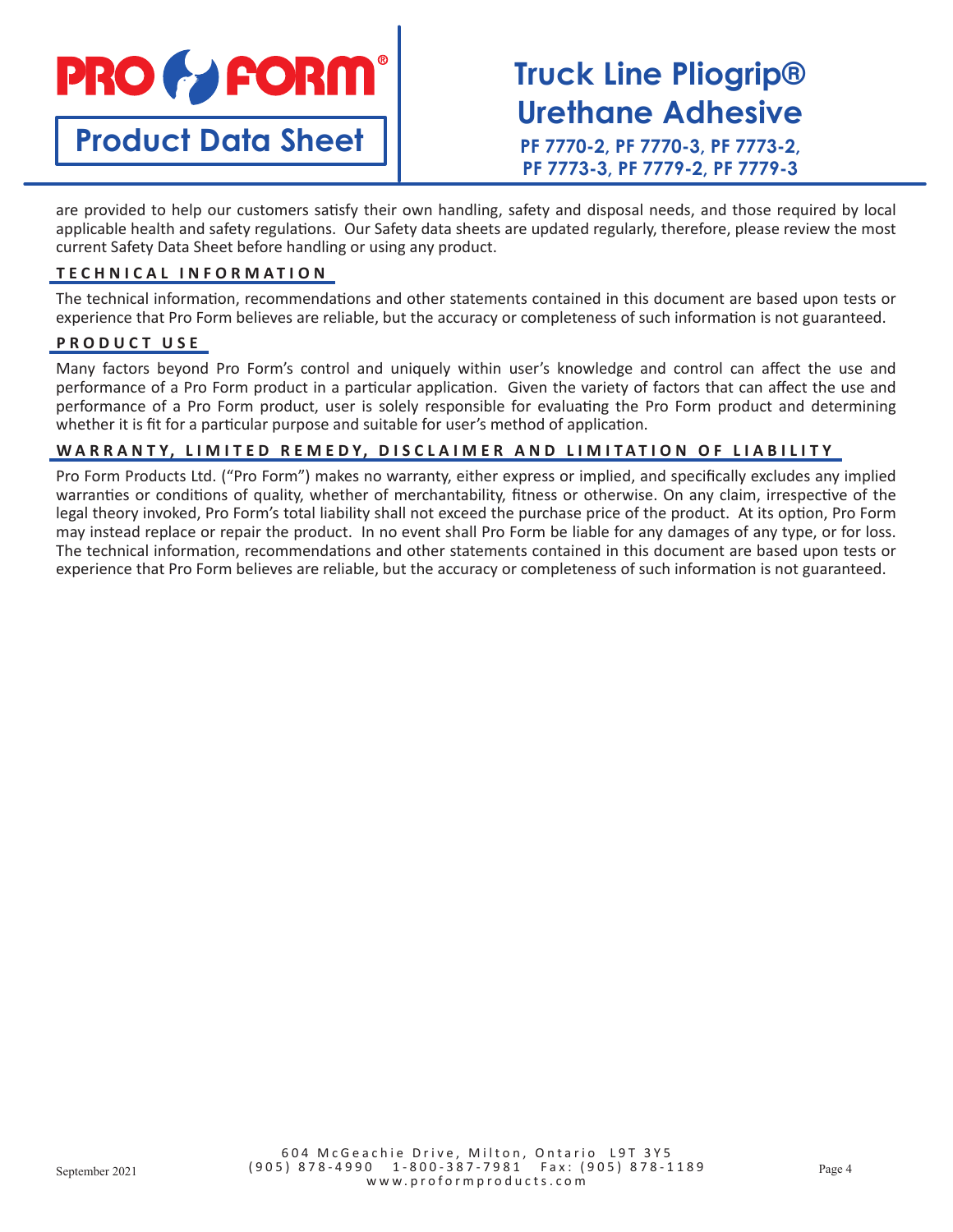are provided to help our customers satisfy their own handling, safety and disposal needs, and those required by local applicable health and safety regulations. Our Safety data sheets are updated regularly, therefore, please review the most current Safety Data Sheet before handling or using any product.

## TECHNICAL INFORMATION

The technical information, recommendations and other statements contained in this document are based upon tests or experience that Pro Form believes are reliable, but the accuracy or completeness of such information is not guaranteed.

## PRODUCT USE

Many factors beyond Pro Form's control and uniquely within user's knowledge and control can affect the use and performance of a Pro Form product in a particular application. Given the variety of factors that can affect the use and performance of a Pro Form product, user is solely responsible for evaluating the Pro Form product and determining whether it is fit for a particular purpose and suitable for user's method of application.

## WARRANTY, LIMITED REMEDY, DISCLAIMER AND LIMITATION OF LIABILITY

Pro Form Products Ltd. ("Pro Form") makes no warranty, either express or implied, and specifically excludes any implied warranties or conditions of quality, whether of merchantability, fitness or otherwise. On any claim, irrespective of the legal theory invoked, Pro Form's total liability shall not exceed the purchase price of the product. At its option, Pro Form may instead replace or repair the product. In no event shall Pro Form be liable for any damages of any type, or for loss. The technical information, recommendations and other statements contained in this document are based upon tests or experience that Pro Form believes are reliable, but the accuracy or completeness of such information is not guaranteed.